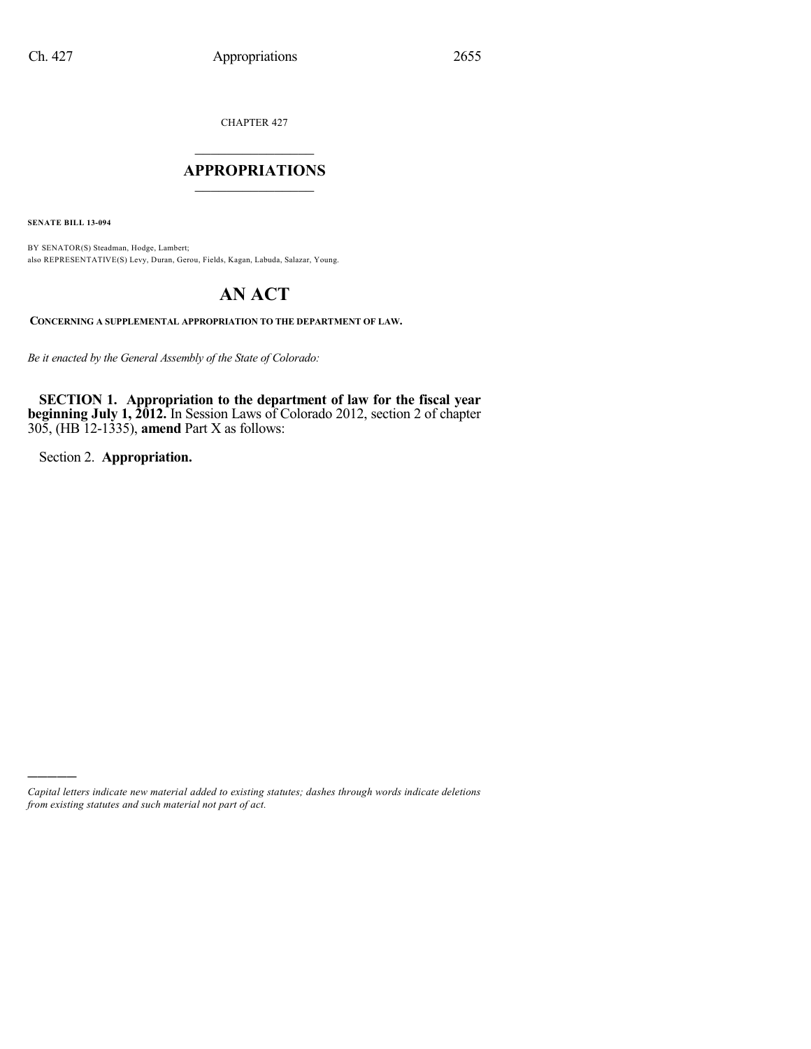CHAPTER 427

# APPROPRIATIONS

**SENATE BILL 13-094**

BY SENATOR(S) Steadman, Hodge, Lambert;
also REPRESENTATIVE(S) Levy, Duran, Gerou, Fields, Kagan, Labuda, Salazar, Young.

# AN ACT

**CONCERNING A SUPPLEMENTAL APPROPRIATION TO THE DEPARTMENT OF LAW.**

*Be it enacted by the General Assembly of the State of Colorado:*

**SECTION 1. Appropriation to the department of law for the fiscal year beginning July 1, 2012.** In Session Laws of Colorado 2012, section 2 of chapter 305, (HB 12-1335), **amend** Part X as follows:

Section 2. **Appropriation.**

---

*Capital letters indicate new material added to existing statutes; dashes through words indicate deletions from existing statutes and such material not part of act.*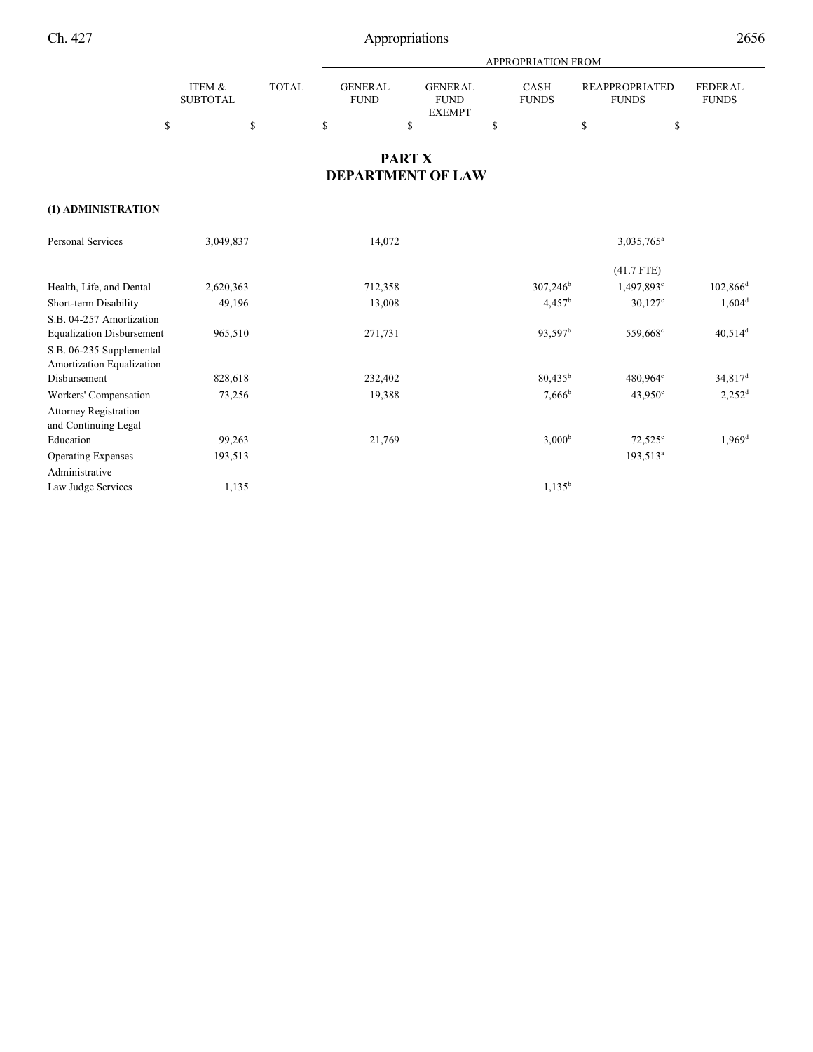# PART X
# DEPARTMENT OF LAW

| | ITEM & SUBTOTAL | TOTAL | GENERAL FUND | GENERAL FUND EXEMPT | CASH FUNDS | REAPPROPRIATED FUNDS | FEDERAL FUNDS |
|---|---|---|---|---|---|---|---|
| | $ | $ | $ | $ | $ | $ | $ |

**(1) ADMINISTRATION**

| | ITEM & SUBTOTAL | TOTAL | GENERAL FUND | GENERAL FUND EXEMPT | CASH FUNDS | REAPPROPRIATED FUNDS | FEDERAL FUNDS |
|---|---|---|---|---|---|---|---|
| Personal Services | 3,049,837 | | 14,072 | | | 3,035,765[a] | |
| | | | | | | (41.7 FTE) | |
| Health, Life, and Dental | 2,620,363 | | 712,358 | | 307,246[b] | 1,497,893[c] | 102,866[d] |
| Short-term Disability | 49,196 | | 13,008 | | 4,457[b] | 30,127[c] | 1,604[d] |
| S.B. 04-257 Amortization Equalization Disbursement | 965,510 | | 271,731 | | 93,597[b] | 559,668[c] | 40,514[d] |
| S.B. 06-235 Supplemental Amortization Equalization Disbursement | 828,618 | | 232,402 | | 80,435[b] | 480,964[c] | 34,817[d] |
| Workers' Compensation | 73,256 | | 19,388 | | 7,666[b] | 43,950[c] | 2,252[d] |
| Attorney Registration and Continuing Legal Education | 99,263 | | 21,769 | | 3,000[b] | 72,525[c] | 1,969[d] |
| Operating Expenses | 193,513 | | | | | 193,513[a] | |
| Administrative Law Judge Services | 1,135 | | | | 1,135[b] | | |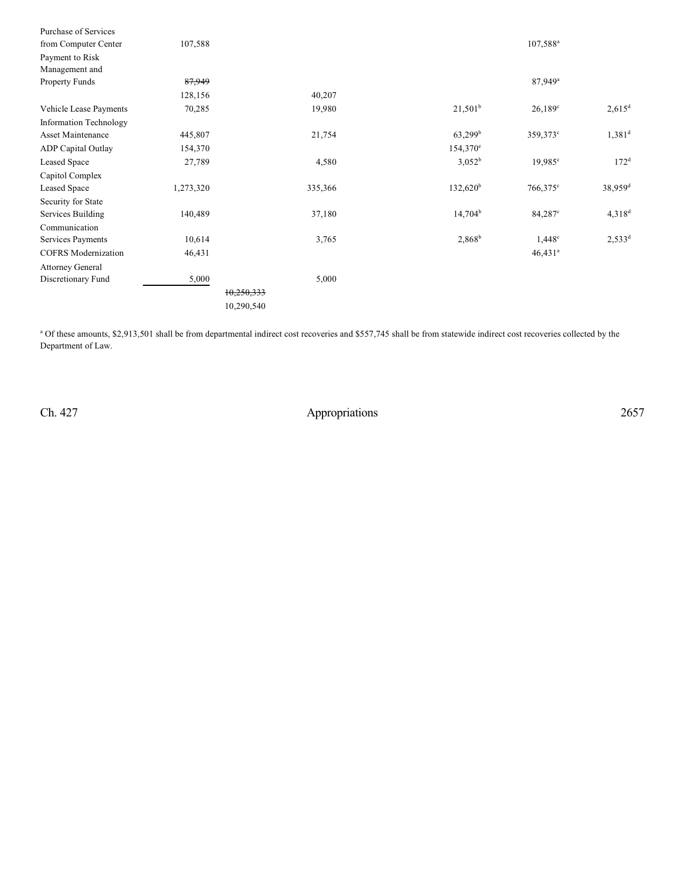| | | | | | | |
|---|---|---|---|---|---|---|
| Purchase of Services from Computer Center | 107,588 | | | | 107,588[a] | |
| Payment to Risk Management and Property Funds | ~~87,949~~ 128,156 | | 40,207 | | 87,949[a] | |
| Vehicle Lease Payments | 70,285 | | 19,980 | 21,501[b] | 26,189[c] | 2,615[d] |
| Information Technology Asset Maintenance | 445,807 | | 21,754 | 63,299[b] | 359,373[c] | 1,381[d] |
| ADP Capital Outlay | 154,370 | | | 154,370[e] | | |
| Leased Space | 27,789 | | 4,580 | 3,052[b] | 19,985[c] | 172[d] |
| Capitol Complex Leased Space | 1,273,320 | | 335,366 | 132,620[b] | 766,375[c] | 38,959[d] |
| Security for State Services Building | 140,489 | | 37,180 | 14,704[b] | 84,287[c] | 4,318[d] |
| Communication Services Payments | 10,614 | | 3,765 | 2,868[b] | 1,448[c] | 2,533[d] |
| COFRS Modernization | 46,431 | | | | 46,431[a] | |
| Attorney General Discretionary Fund | 5,000 | | 5,000 | | | |
| | | ~~10,250,333~~ 10,290,540 | | | | |

[a] Of these amounts, $2,913,501 shall be from departmental indirect cost recoveries and $557,745 shall be from statewide indirect cost recoveries collected by the Department of Law.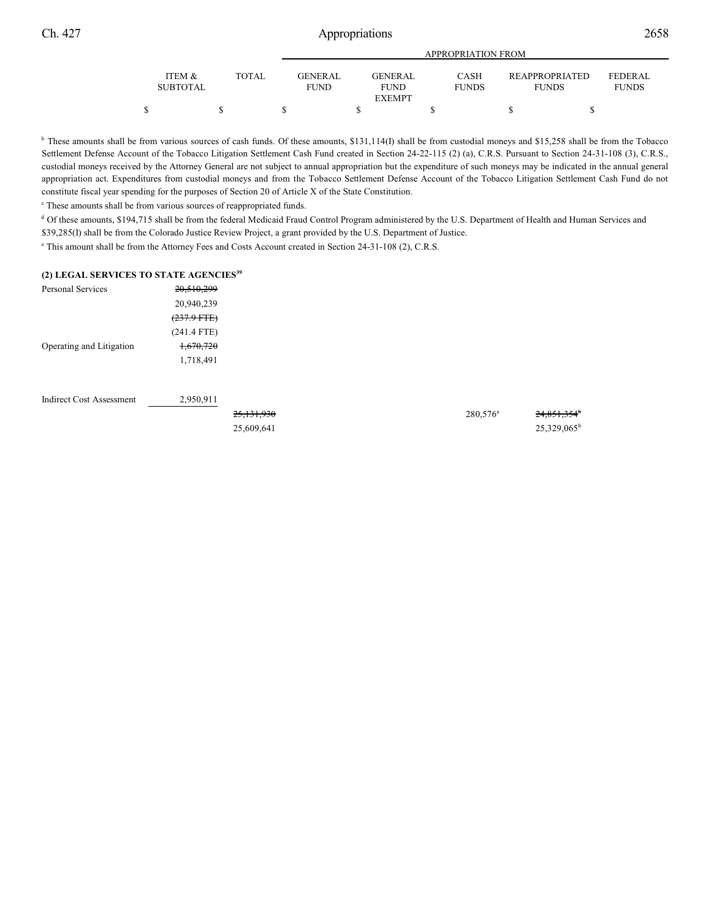| | ITEM & SUBTOTAL | TOTAL | GENERAL FUND | GENERAL FUND EXEMPT | CASH FUNDS | REAPPROPRIATED FUNDS | FEDERAL FUNDS |
|---|---|---|---|---|---|---|---|
| | $ | $ | $ | $ | $ | $ | $ |

[b] These amounts shall be from various sources of cash funds. Of these amounts, $131,114(I) shall be from custodial moneys and $15,258 shall be from the Tobacco Settlement Defense Account of the Tobacco Litigation Settlement Cash Fund created in Section 24-22-115 (2) (a), C.R.S. Pursuant to Section 24-31-108 (3), C.R.S., custodial moneys received by the Attorney General are not subject to annual appropriation but the expenditure of such moneys may be indicated in the annual general appropriation act. Expenditures from custodial moneys and from the Tobacco Settlement Defense Account of the Tobacco Litigation Settlement Cash Fund do not constitute fiscal year spending for the purposes of Section 20 of Article X of the State Constitution.

[c] These amounts shall be from various sources of reappropriated funds.

[d] Of these amounts, $194,715 shall be from the federal Medicaid Fraud Control Program administered by the U.S. Department of Health and Human Services and $39,285(I) shall be from the Colorado Justice Review Project, a grant provided by the U.S. Department of Justice.

[e] This amount shall be from the Attorney Fees and Costs Account created in Section 24-31-108 (2), C.R.S.

**(2) LEGAL SERVICES TO STATE AGENCIES[39]**

| | ITEM & SUBTOTAL | TOTAL | GENERAL FUND | GENERAL FUND EXEMPT | CASH FUNDS | REAPPROPRIATED FUNDS | FEDERAL FUNDS |
|---|---|---|---|---|---|---|---|
| Personal Services | ~~20,510,299~~ 20,940,239 ~~(237.9 FTE)~~ (241.4 FTE) | | | | | | |
| Operating and Litigation | ~~1,670,720~~ 1,718,491 | | | | | | |
| Indirect Cost Assessment | 2,950,911 | | | | | | |
| | | ~~25,131,930~~ 25,609,641 | | | 280,576[a] | ~~24,851,354~~[b] 25,329,065[b] | |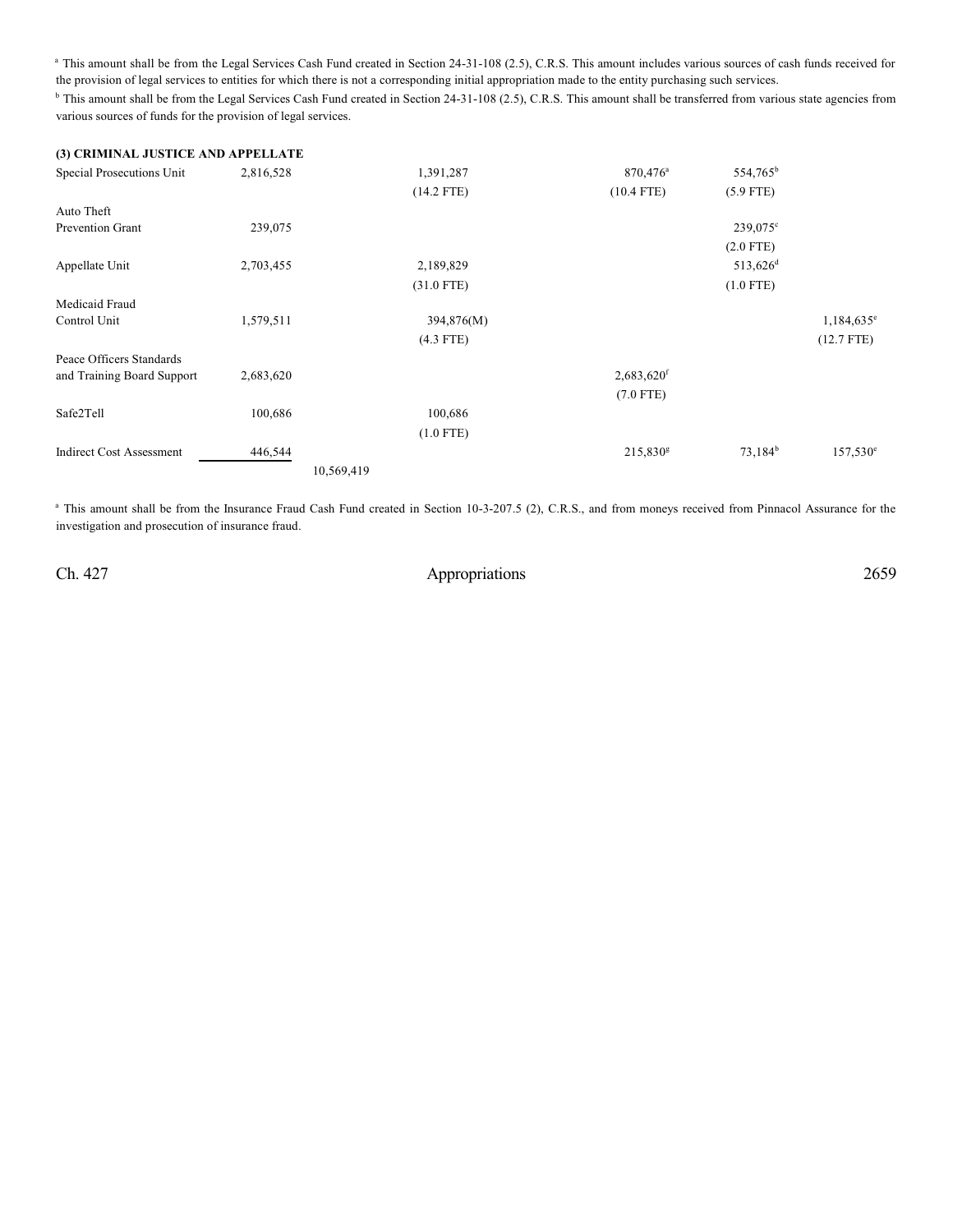[a] This amount shall be from the Legal Services Cash Fund created in Section 24-31-108 (2.5), C.R.S. This amount includes various sources of cash funds received for the provision of legal services to entities for which there is not a corresponding initial appropriation made to the entity purchasing such services.

[b] This amount shall be from the Legal Services Cash Fund created in Section 24-31-108 (2.5), C.R.S. This amount shall be transferred from various state agencies from various sources of funds for the provision of legal services.

**(3) CRIMINAL JUSTICE AND APPELLATE**

| | | | | | | |
|---|---|---|---|---|---|---|
| Special Prosecutions Unit | 2,816,528 | | 1,391,287 | 870,476[a] | 554,765[b] | |
| | | | (14.2 FTE) | (10.4 FTE) | (5.9 FTE) | |
| Auto Theft Prevention Grant | 239,075 | | | | 239,075[c] | |
| | | | | | (2.0 FTE) | |
| Appellate Unit | 2,703,455 | | 2,189,829 | | 513,626[d] | |
| | | | (31.0 FTE) | | (1.0 FTE) | |
| Medicaid Fraud Control Unit | 1,579,511 | | 394,876(M) | | | 1,184,635[e] |
| | | | (4.3 FTE) | | | (12.7 FTE) |
| Peace Officers Standards and Training Board Support | 2,683,620 | | | 2,683,620[f] | | |
| | | | | (7.0 FTE) | | |
| Safe2Tell | 100,686 | | 100,686 | | | |
| | | | (1.0 FTE) | | | |
| Indirect Cost Assessment | 446,544 | | | 215,830[g] | 73,184[b] | 157,530[e] |
| | | 10,569,419 | | | | |

[a] This amount shall be from the Insurance Fraud Cash Fund created in Section 10-3-207.5 (2), C.R.S., and from moneys received from Pinnacol Assurance for the investigation and prosecution of insurance fraud.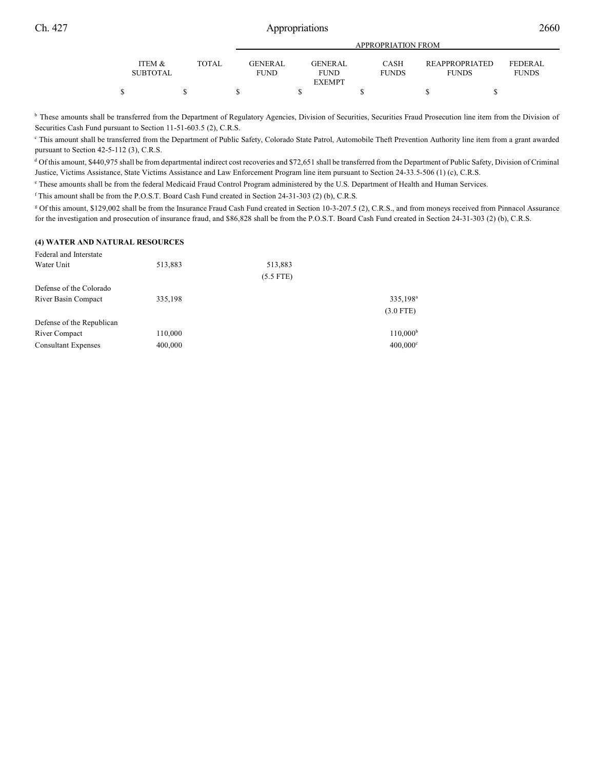| | ITEM & SUBTOTAL | TOTAL | GENERAL FUND | GENERAL FUND EXEMPT | CASH FUNDS | REAPPROPRIATED FUNDS | FEDERAL FUNDS |
|---|---|---|---|---|---|---|---|
| | | | APPROPRIATION FROM | | | | |
| | $ | $ | $ | $ | $ | $ | $ |

[b] These amounts shall be transferred from the Department of Regulatory Agencies, Division of Securities, Securities Fraud Prosecution line item from the Division of Securities Cash Fund pursuant to Section 11-51-603.5 (2), C.R.S.

[c] This amount shall be transferred from the Department of Public Safety, Colorado State Patrol, Automobile Theft Prevention Authority line item from a grant awarded pursuant to Section 42-5-112 (3), C.R.S.

[d] Of this amount, $440,975 shall be from departmental indirect cost recoveries and $72,651 shall be transferred from the Department of Public Safety, Division of Criminal Justice, Victims Assistance, State Victims Assistance and Law Enforcement Program line item pursuant to Section 24-33.5-506 (1) (c), C.R.S.

[e] These amounts shall be from the federal Medicaid Fraud Control Program administered by the U.S. Department of Health and Human Services.

[f] This amount shall be from the P.O.S.T. Board Cash Fund created in Section 24-31-303 (2) (b), C.R.S.

[g] Of this amount, $129,002 shall be from the Insurance Fraud Cash Fund created in Section 10-3-207.5 (2), C.R.S., and from moneys received from Pinnacol Assurance for the investigation and prosecution of insurance fraud, and $86,828 shall be from the P.O.S.T. Board Cash Fund created in Section 24-31-303 (2) (b), C.R.S.

**(4) WATER AND NATURAL RESOURCES**

| | ITEM & SUBTOTAL | TOTAL | GENERAL FUND | GENERAL FUND EXEMPT | CASH FUNDS | REAPPROPRIATED FUNDS | FEDERAL FUNDS |
|---|---|---|---|---|---|---|---|
| Federal and Interstate Water Unit | 513,883 | | 513,883 (5.5 FTE) | | | | |
| Defense of the Colorado River Basin Compact | 335,198 | | | | 335,198[a] (3.0 FTE) | | |
| Defense of the Republican River Compact | 110,000 | | | | 110,000[b] | | |
| Consultant Expenses | 400,000 | | | | 400,000[c] | | |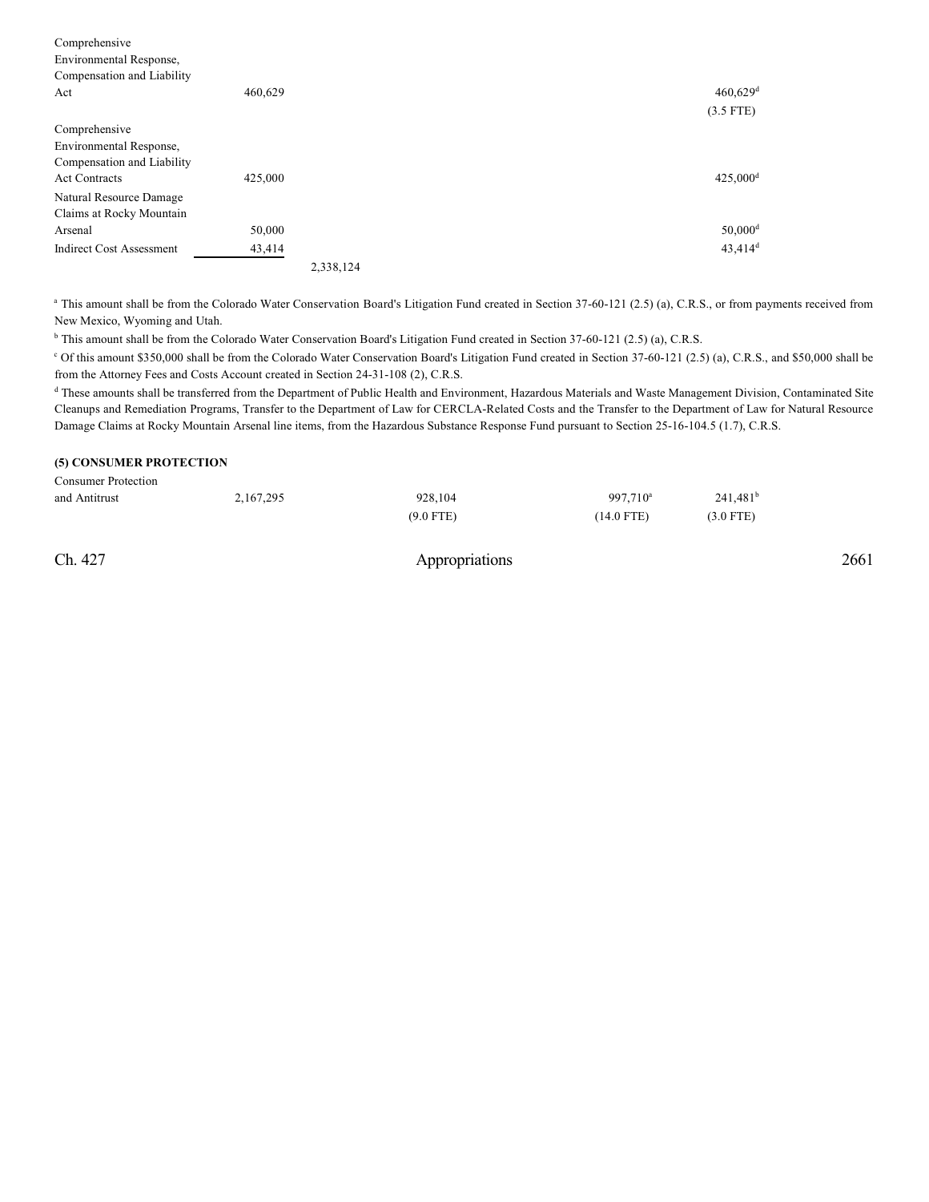| | | | | | |
|---|---|---|---|---|---|
| Comprehensive Environmental Response, Compensation and Liability Act | 460,629 | | | 460,629[d] (3.5 FTE) | |
| Comprehensive Environmental Response, Compensation and Liability Act Contracts | 425,000 | | | 425,000[d] | |
| Natural Resource Damage Claims at Rocky Mountain Arsenal | 50,000 | | | 50,000[d] | |
| Indirect Cost Assessment | 43,414 | | | 43,414[d] | |
| | | 2,338,124 | | | |

[a] This amount shall be from the Colorado Water Conservation Board's Litigation Fund created in Section 37-60-121 (2.5) (a), C.R.S., or from payments received from New Mexico, Wyoming and Utah.

[b] This amount shall be from the Colorado Water Conservation Board's Litigation Fund created in Section 37-60-121 (2.5) (a), C.R.S.

[c] Of this amount $350,000 shall be from the Colorado Water Conservation Board's Litigation Fund created in Section 37-60-121 (2.5) (a), C.R.S., and $50,000 shall be from the Attorney Fees and Costs Account created in Section 24-31-108 (2), C.R.S.

[d] These amounts shall be transferred from the Department of Public Health and Environment, Hazardous Materials and Waste Management Division, Contaminated Site Cleanups and Remediation Programs, Transfer to the Department of Law for CERCLA-Related Costs and the Transfer to the Department of Law for Natural Resource Damage Claims at Rocky Mountain Arsenal line items, from the Hazardous Substance Response Fund pursuant to Section 25-16-104.5 (1.7), C.R.S.

**(5) CONSUMER PROTECTION**

| | | | | | |
|---|---|---|---|---|---|
| Consumer Protection and Antitrust | 2,167,295 | | 928,104 (9.0 FTE) | 997,710[a] (14.0 FTE) | 241,481[b] (3.0 FTE) |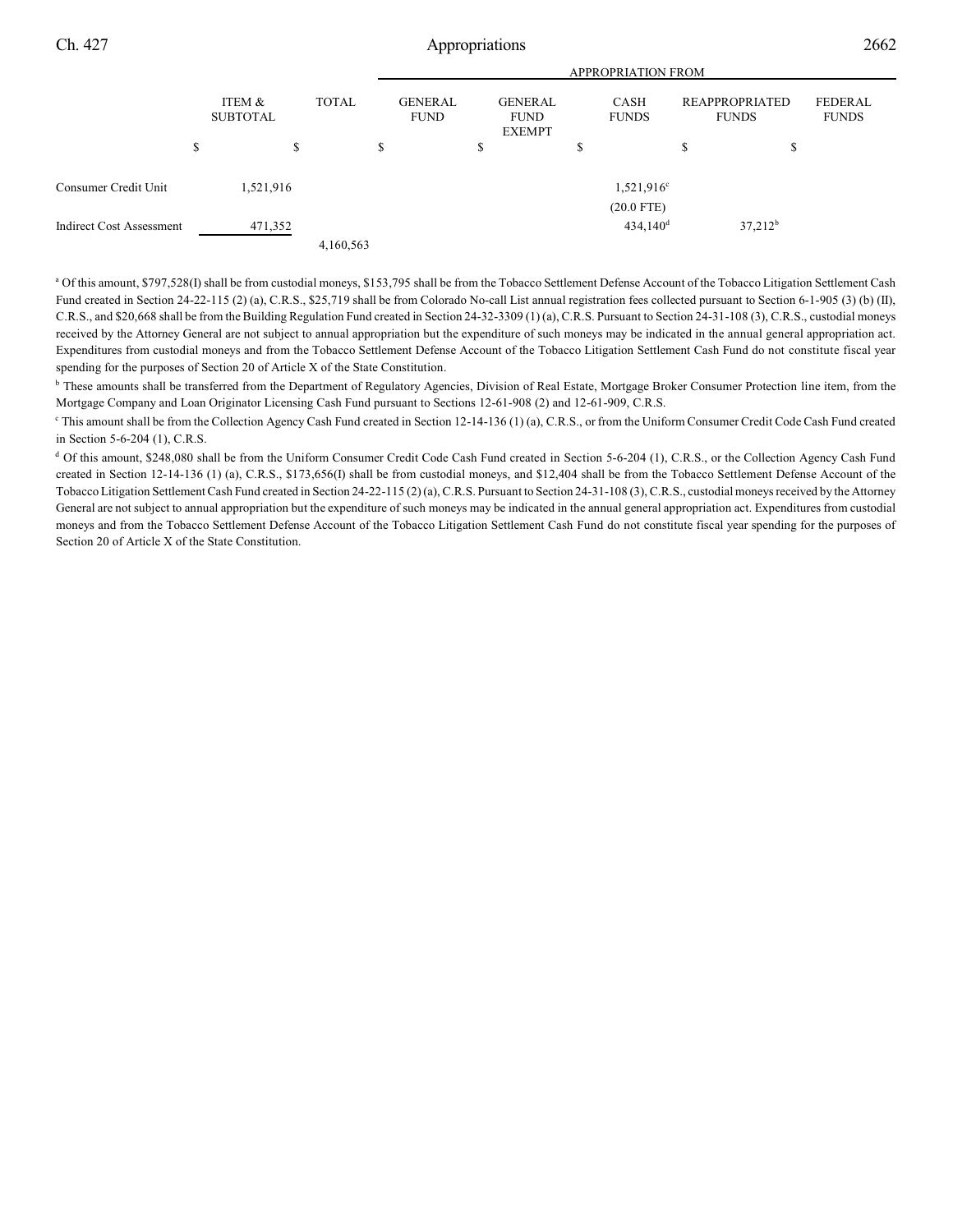| | ITEM & SUBTOTAL | TOTAL | GENERAL FUND | GENERAL FUND EXEMPT | CASH FUNDS | REAPPROPRIATED FUNDS | FEDERAL FUNDS |
|---|---|---|---|---|---|---|---|
| | | | | | APPROPRIATION FROM | | |
| | $ | $ | $ | $ | $ | $ | $ |
| Consumer Credit Unit | 1,521,916 | | | | 1,521,916[c] | | |
| | | | | | (20.0 FTE) | | |
| Indirect Cost Assessment | 471,352 | | | | 434,140[d] | 37,212[b] | |
| | | 4,160,563 | | | | | |

[a] Of this amount, $797,528(I) shall be from custodial moneys, $153,795 shall be from the Tobacco Settlement Defense Account of the Tobacco Litigation Settlement Cash Fund created in Section 24-22-115 (2) (a), C.R.S., $25,719 shall be from Colorado No-call List annual registration fees collected pursuant to Section 6-1-905 (3) (b) (II), C.R.S., and $20,668 shall be from the Building Regulation Fund created in Section 24-32-3309 (1) (a), C.R.S. Pursuant to Section 24-31-108 (3), C.R.S., custodial moneys received by the Attorney General are not subject to annual appropriation but the expenditure of such moneys may be indicated in the annual general appropriation act. Expenditures from custodial moneys and from the Tobacco Settlement Defense Account of the Tobacco Litigation Settlement Cash Fund do not constitute fiscal year spending for the purposes of Section 20 of Article X of the State Constitution.

[b] These amounts shall be transferred from the Department of Regulatory Agencies, Division of Real Estate, Mortgage Broker Consumer Protection line item, from the Mortgage Company and Loan Originator Licensing Cash Fund pursuant to Sections 12-61-908 (2) and 12-61-909, C.R.S.

[c] This amount shall be from the Collection Agency Cash Fund created in Section 12-14-136 (1) (a), C.R.S., or from the Uniform Consumer Credit Code Cash Fund created in Section 5-6-204 (1), C.R.S.

[d] Of this amount, $248,080 shall be from the Uniform Consumer Credit Code Cash Fund created in Section 5-6-204 (1), C.R.S., or the Collection Agency Cash Fund created in Section 12-14-136 (1) (a), C.R.S., $173,656(I) shall be from custodial moneys, and $12,404 shall be from the Tobacco Settlement Defense Account of the Tobacco Litigation Settlement Cash Fund created in Section 24-22-115 (2) (a), C.R.S. Pursuant to Section 24-31-108 (3), C.R.S., custodial moneys received by the Attorney General are not subject to annual appropriation but the expenditure of such moneys may be indicated in the annual general appropriation act. Expenditures from custodial moneys and from the Tobacco Settlement Defense Account of the Tobacco Litigation Settlement Cash Fund do not constitute fiscal year spending for the purposes of Section 20 of Article X of the State Constitution.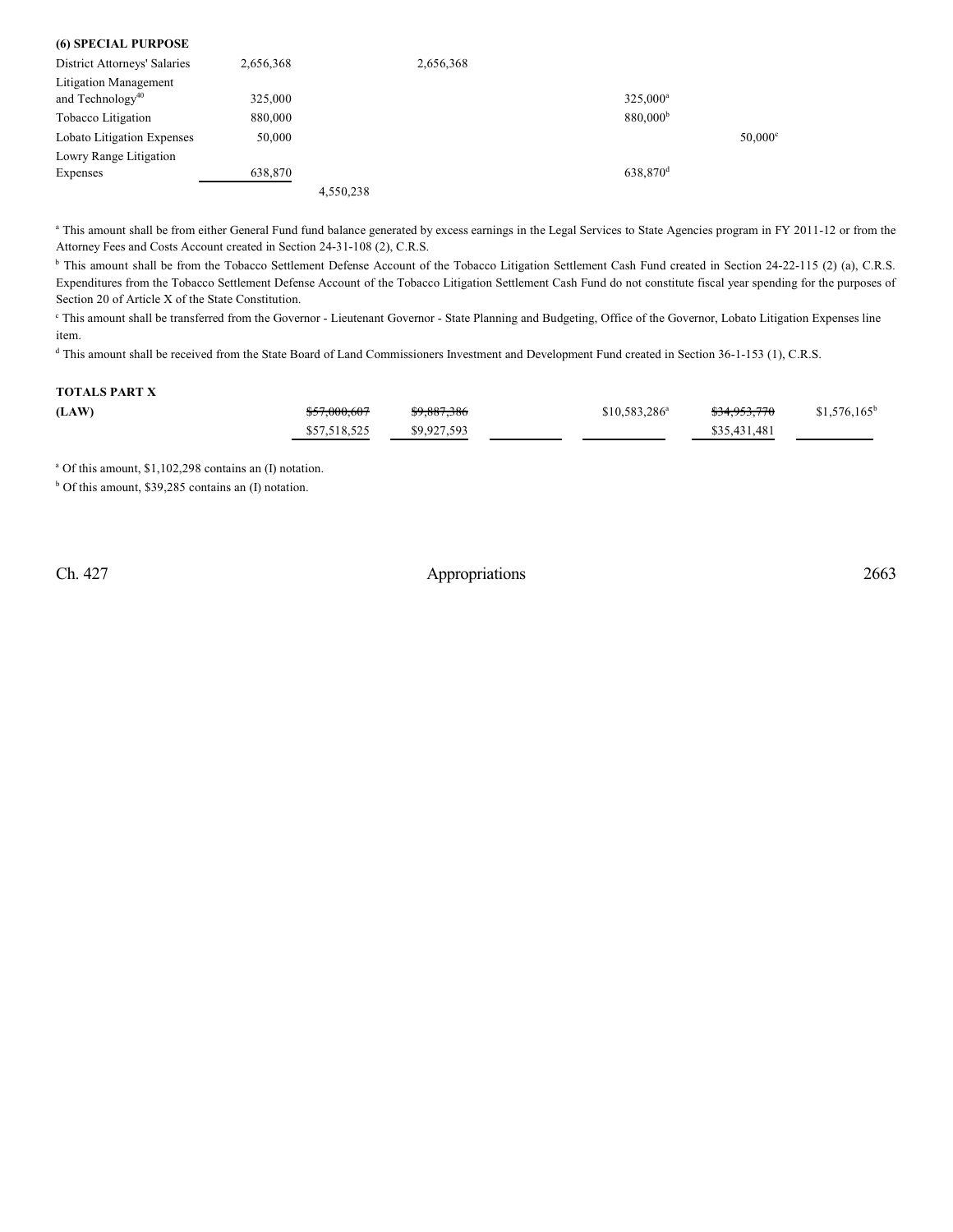| | | | | | | |
|---|---|---|---|---|---|---|
| **(6) SPECIAL PURPOSE** | | | | | | |
| District Attorneys' Salaries | 2,656,368 | | 2,656,368 | | | |
| Litigation Management and Technology[40] | 325,000 | | | | 325,000[a] | |
| Tobacco Litigation | 880,000 | | | | 880,000[b] | |
| Lobato Litigation Expenses | 50,000 | | | | | 50,000[c] |
| Lowry Range Litigation Expenses | 638,870 | | | | 638,870[d] | |
| | | 4,550,238 | | | | |

[a] This amount shall be from either General Fund fund balance generated by excess earnings in the Legal Services to State Agencies program in FY 2011-12 or from the Attorney Fees and Costs Account created in Section 24-31-108 (2), C.R.S.

[b] This amount shall be from the Tobacco Settlement Defense Account of the Tobacco Litigation Settlement Cash Fund created in Section 24-22-115 (2) (a), C.R.S. Expenditures from the Tobacco Settlement Defense Account of the Tobacco Litigation Settlement Cash Fund do not constitute fiscal year spending for the purposes of Section 20 of Article X of the State Constitution.

[c] This amount shall be transferred from the Governor - Lieutenant Governor - State Planning and Budgeting, Office of the Governor, Lobato Litigation Expenses line item.

[d] This amount shall be received from the State Board of Land Commissioners Investment and Development Fund created in Section 36-1-153 (1), C.R.S.

| | | | | | | |
|---|---|---|---|---|---|---|
| **TOTALS PART X** | | | | | | |
| **(LAW)** | ~~$57,000,607~~ $57,518,525 | ~~$9,887,386~~ $9,927,593 | | $10,583,286[a] | ~~$34,953,770~~ $35,431,481 | $1,576,165[b] |

[a] Of this amount, $1,102,298 contains an (I) notation.

[b] Of this amount, $39,285 contains an (I) notation.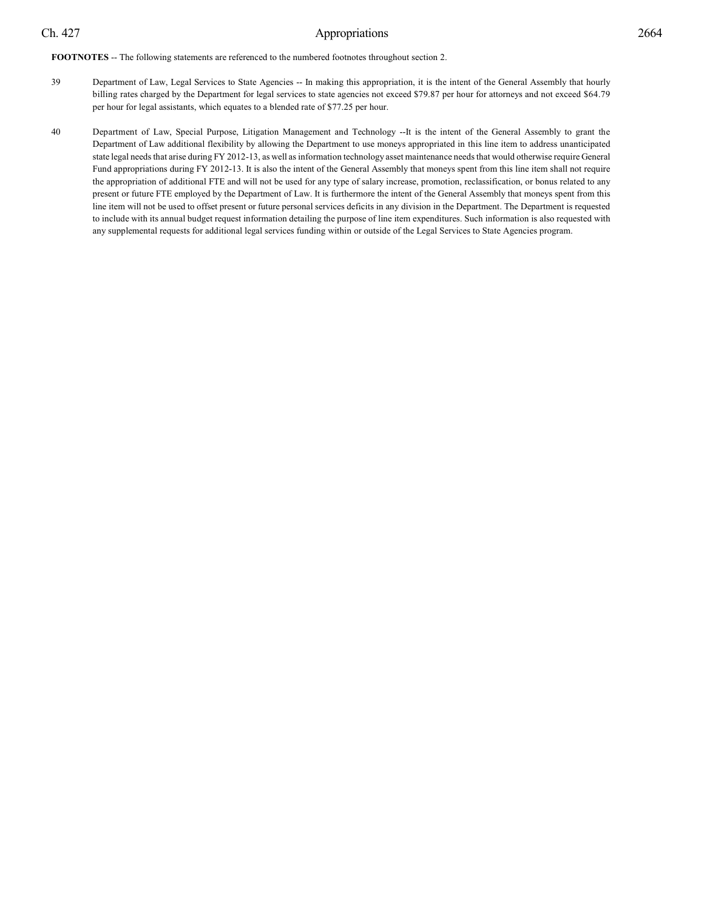**FOOTNOTES** -- The following statements are referenced to the numbered footnotes throughout section 2.

39 Department of Law, Legal Services to State Agencies -- In making this appropriation, it is the intent of the General Assembly that hourly billing rates charged by the Department for legal services to state agencies not exceed $79.87 per hour for attorneys and not exceed $64.79 per hour for legal assistants, which equates to a blended rate of $77.25 per hour.

40 Department of Law, Special Purpose, Litigation Management and Technology --It is the intent of the General Assembly to grant the Department of Law additional flexibility by allowing the Department to use moneys appropriated in this line item to address unanticipated state legal needs that arise during FY 2012-13, as well as information technology asset maintenance needs that would otherwise require General Fund appropriations during FY 2012-13. It is also the intent of the General Assembly that moneys spent from this line item shall not require the appropriation of additional FTE and will not be used for any type of salary increase, promotion, reclassification, or bonus related to any present or future FTE employed by the Department of Law. It is furthermore the intent of the General Assembly that moneys spent from this line item will not be used to offset present or future personal services deficits in any division in the Department. The Department is requested to include with its annual budget request information detailing the purpose of line item expenditures. Such information is also requested with any supplemental requests for additional legal services funding within or outside of the Legal Services to State Agencies program.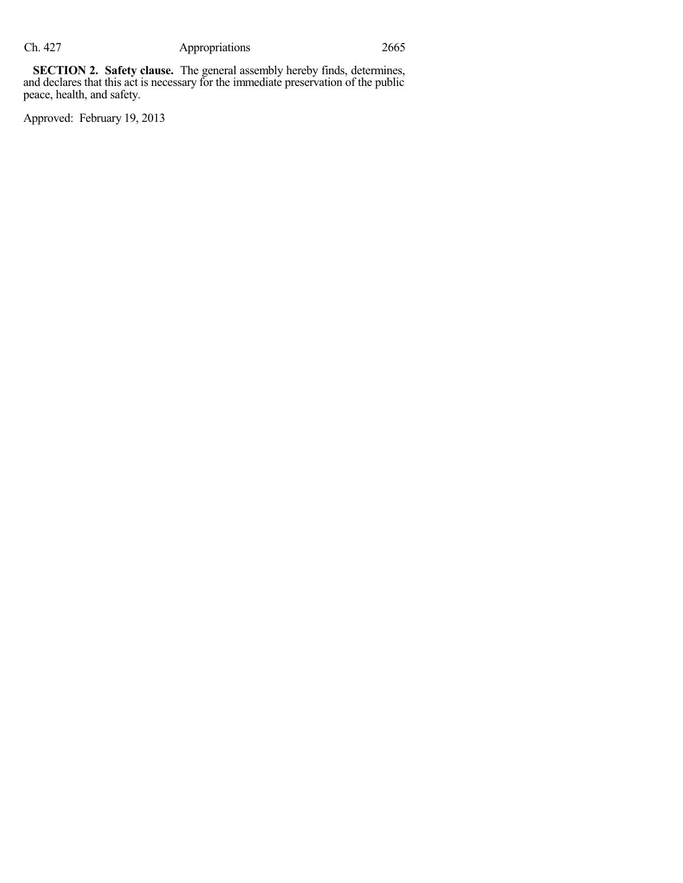**SECTION 2. Safety clause.** The general assembly hereby finds, determines, and declares that this act is necessary for the immediate preservation of the public peace, health, and safety.

Approved: February 19, 2013